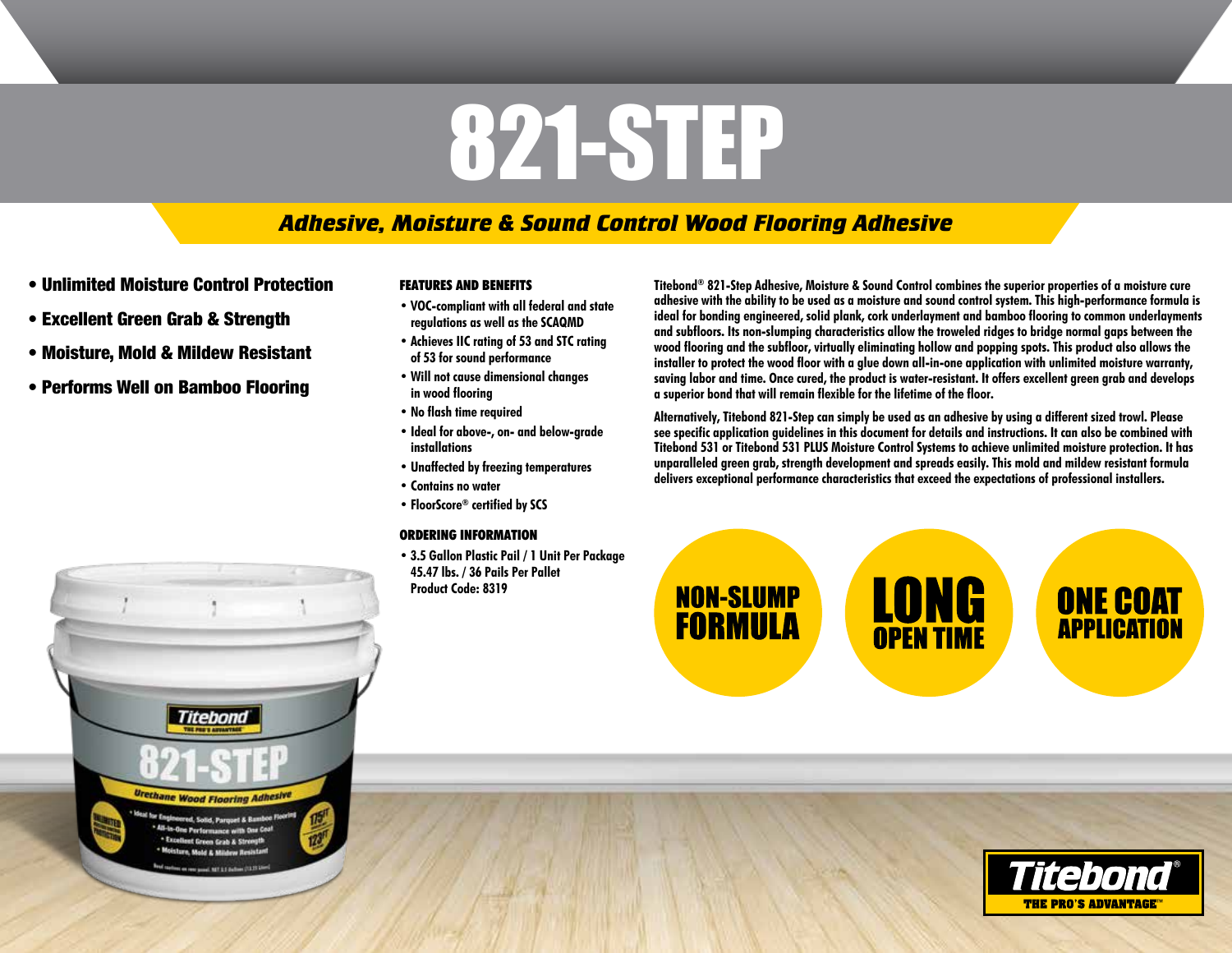# 821-STEP

## *Adhesive, Moisture & Sound Control Wood Flooring Adhesive*

- **Unlimited Moisture Control Protection**
- **Excellent Green Grab & Strength**
- **Moisture, Mold & Mildew Resistant**
- **Performs Well on Bamboo Flooring**

### FEATURES AND BENEFITS

- VOC-compliant with all federal and state regulations as well as the SCAQMD
- Achieves IIC rating of 53 and STC rating of 53 for sound performance
- Will not cause dimensional changes in wood flooring
- No flash time required
- Ideal for above-, on- and below-grade installations
- Unaffected by freezing temperatures
- Contains no water
- FloorScore® certified by SCS

### ORDERING INFORMATION

- 3.5 Gallon Plastic Pail / 1 Unit Per Package
  45.47 lbs. / 36 Pails Per Pallet
  Product Code: 8319

Titebond® 821-Step Adhesive, Moisture & Sound Control combines the superior properties of a moisture cure adhesive with the ability to be used as a moisture and sound control system. This high-performance formula is ideal for bonding engineered, solid plank, cork underlayment and bamboo flooring to common underlayments and subfloors. Its non-slumping characteristics allow the troweled ridges to bridge normal gaps between the wood flooring and the subfloor, virtually eliminating hollow and popping spots. This product also allows the installer to protect the wood floor with a glue down all-in-one application with unlimited moisture warranty, saving labor and time. Once cured, the product is water-resistant. It offers excellent green grab and develops a superior bond that will remain flexible for the lifetime of the floor.

Alternatively, Titebond 821-Step can simply be used as an adhesive by using a different sized trowel. Please see specific application guidelines in this document for details and instructions. It can also be combined with Titebond 531 or Titebond 531 PLUS Moisture Control Systems to achieve unlimited moisture protection. It has unparalleled green grab, strength development and spreads easily. This mold and mildew resistant formula delivers exceptional performance characteristics that exceed the expectations of professional installers.

**NON-SLUMP FORMULA**

**LONG OPEN TIME**

**ONE COAT APPLICATION**

**Titebond®** THE PRO'S ADVANTAGE™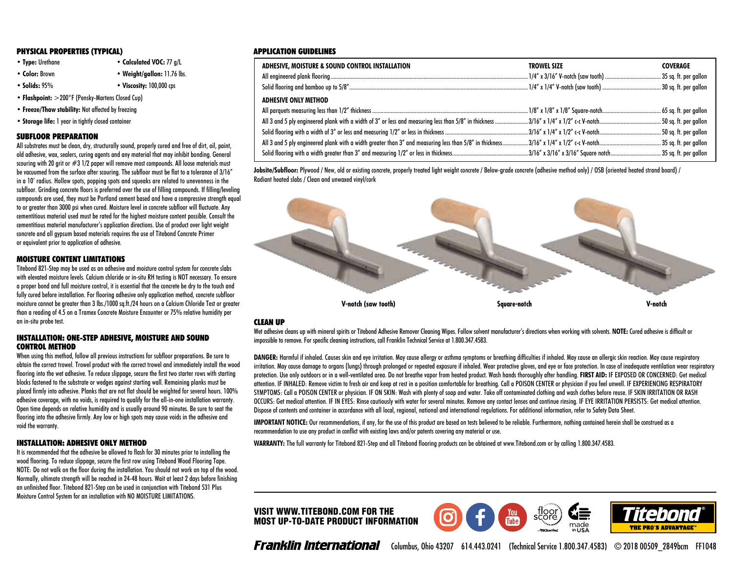## PHYSICAL PROPERTIES (TYPICAL)

- **Type:** Urethane
- **Calculated VOC:** 77 g/L
- **Color:** Brown
- **Weight/gallon:** 11.76 lbs.
- **Solids:** 95%
- **Viscosity:** 100,000 cps
- **Flashpoint:** >200°F (Pensky-Martens Closed Cup)
- **Freeze/Thaw stability:** Not affected by freezing
- **Storage life:** 1 year in tightly closed container

## SUBFLOOR PREPARATION

All substrates must be clean, dry, structurally sound, properly cured and free of dirt, oil, paint, old adhesive, wax, sealers, curing agents and any material that may inhibit bonding. General scouring with 20 grit or #3 1/2 paper will remove most compounds. All loose materials must be vacuumed from the surface after scouring. The subfloor must be flat to a tolerance of 3/16" in a 10' radius. Hollow spots, popping spots and squeaks are related to unevenness in the subfloor. Grinding concrete floors is preferred over the use of filling compounds. If filling/leveling compounds are used, they must be Portland cement based and have a compressive strength equal to or greater than 3000 psi when cured. Moisture level in concrete subfloor will fluctuate. Any cementitious material used must be rated for the highest moisture content possible. Consult the cementitious material manufacturer's application directions. Use of product over light weight concrete and all gypsum based materials requires the use of Titebond Concrete Primer or equivalent prior to application of adhesive.

## MOISTURE CONTENT LIMITATIONS

Titebond 821-Step may be used as an adhesive and moisture control system for concrete slabs with elevated moisture levels. Calcium chloride or in-situ RH testing is NOT necessary. To ensure a proper bond and full moisture control, it is essential that the concrete be dry to the touch and fully cured before installation. For flooring adhesive only application method, concrete subfloor moisture cannot be greater than 3 lbs./1000 sq.ft./24 hours on a Calcium Chloride Test or greater than a reading of 4.5 on a Tramex Concrete Moisture Encounter or 75% relative humidity per an in-situ probe test.

## INSTALLATION: ONE-STEP ADHESIVE, MOISTURE AND SOUND CONTROL METHOD

When using this method, follow all previous instructions for subfloor preparations. Be sure to obtain the correct trowel. Trowel product with the correct trowel and immediately install the wood flooring into the wet adhesive. To reduce slippage, secure the first two starter rows with starting blocks fastened to the substrate or wedges against starting wall. Remaining planks must be placed firmly into adhesive. Planks that are not flat should be weighted for several hours. 100% adhesive coverage, with no voids, is required to qualify for the all-in-one installation warranty. Open time depends on relative humidity and is usually around 90 minutes. Be sure to seat the flooring into the adhesive firmly. Any low or high spots may cause voids in the adhesive and void the warranty.

## INSTALLATION: ADHESIVE ONLY METHOD

It is recommended that the adhesive be allowed to flash for 30 minutes prior to installing the wood flooring. To reduce slippage, secure the first row using Titebond Wood Flooring Tape. NOTE: Do not walk on the floor during the installation. You should not work on top of the wood. Normally, ultimate strength will be reached in 24-48 hours. Wait at least 2 days before finishing an unfinished floor. Titebond 821-Step can be used in conjunction with Titebond 531 Plus Moisture Control System for an installation with NO MOISTURE LIMITATIONS.

## APPLICATION GUIDELINES

| ADHESIVE, MOISTURE & SOUND CONTROL INSTALLATION | TROWEL SIZE | COVERAGE |
|---|---|---|
| All engineered plank flooring | 1/4" x 3/16" V-notch (saw tooth) | 35 sq. ft. per gallon |
| Solid flooring and bamboo up to 5/8" | 1/4" x 1/4" V-notch (saw tooth) | 30 sq. ft. per gallon |
| **ADHESIVE ONLY METHOD** | | |
| All parquets measuring less than 1/2" thickness | 1/8" x 1/8" x 1/8" Square-notch | 65 sq. ft. per gallon |
| All 3 and 5 ply engineered plank with a width of 3" or less and measuring less than 5/8" in thickness | 3/16" x 1/4" x 1/2" c-c V-notch | 50 sq. ft. per gallon |
| Solid flooring with a width of 3" or less and measuring 1/2" or less in thickness | 3/16" x 1/4" x 1/2" c-c V-notch | 50 sq. ft. per gallon |
| All 3 and 5 ply engineered plank with a width greater than 3" and measuring less than 5/8" in thickness | 3/16" x 1/4" x 1/2" c-c V-notch | 35 sq. ft. per gallon |
| Solid flooring with a width greater than 3" and measuring 1/2" or less in thickness | 3/16" x 3/16" x 3/16" Square notch | 35 sq. ft. per gallon |

**Jobsite/Subfloor:** Plywood / New, old or existing concrete, properly treated light weight concrete / Below-grade concrete (adhesive method only) / OSB (oriented heated strand board) / Radiant heated slabs / Clean and unwaxed vinyl/cork

V-notch (saw tooth) Square-notch V-notch

## CLEAN UP

Wet adhesive cleans up with mineral spirits or Titebond Adhesive Remover Cleaning Wipes. Follow solvent manufacturer's directions when working with solvents. **NOTE:** Cured adhesive is difficult or impossible to remove. For specific cleaning instructions, call Franklin Technical Service at 1.800.347.4583.

**DANGER:** Harmful if inhaled. Causes skin and eye irritation. May cause allergy or asthma symptoms or breathing difficulties if inhaled. May cause an allergic skin reaction. May cause respiratory irritation. May cause damage to organs (lungs) through prolonged or repeated exposure if inhaled. Wear protective gloves, and eye or face protection. In case of inadequate ventilation wear respiratory protection. Use only outdoors or in a well-ventilated area. Do not breathe vapor from heated product. Wash hands thoroughly after handling. **FIRST AID:** IF EXPOSED OR CONCERNED: Get medical attention. IF INHALED: Remove victim to fresh air and keep at rest in a position comfortable for breathing. Call a POISON CENTER or physician if you feel unwell. IF EXPERIENCING RESPIRATORY SYMPTOMS: Call a POISON CENTER or physician. IF ON SKIN: Wash with plenty of soap and water. Take off contaminated clothing and wash clothes before reuse. IF SKIN IRRITATION OR RASH OCCURS: Get medical attention. IF IN EYES: Rinse cautiously with water for several minutes. Remove any contact lenses and continue rinsing. IF EYE IRRITATION PERSISTS: Get medical attention. Dispose of contents and container in accordance with all local, regional, national and international regulations. For additional information, refer to Safety Data Sheet.

**IMPORTANT NOTICE:** Our recommendations, if any, for the use of this product are based on tests believed to be reliable. Furthermore, nothing contained herein shall be construed as a recommendation to use any product in conflict with existing laws and/or patents covering any material or use.

**WARRANTY:** The full warranty for Titebond 821-Step and all Titebond flooring products can be obtained at www.Titebond.com or by calling 1.800.347.4583.

**VISIT WWW.TITEBOND.COM FOR THE MOST UP-TO-DATE PRODUCT INFORMATION**

Titebond® THE PRO'S ADVANTAGE™

**Franklin International** Columbus, Ohio 43207 614.443.0241 (Technical Service 1.800.347.4583) © 2018 00509_2849bcm FF1048